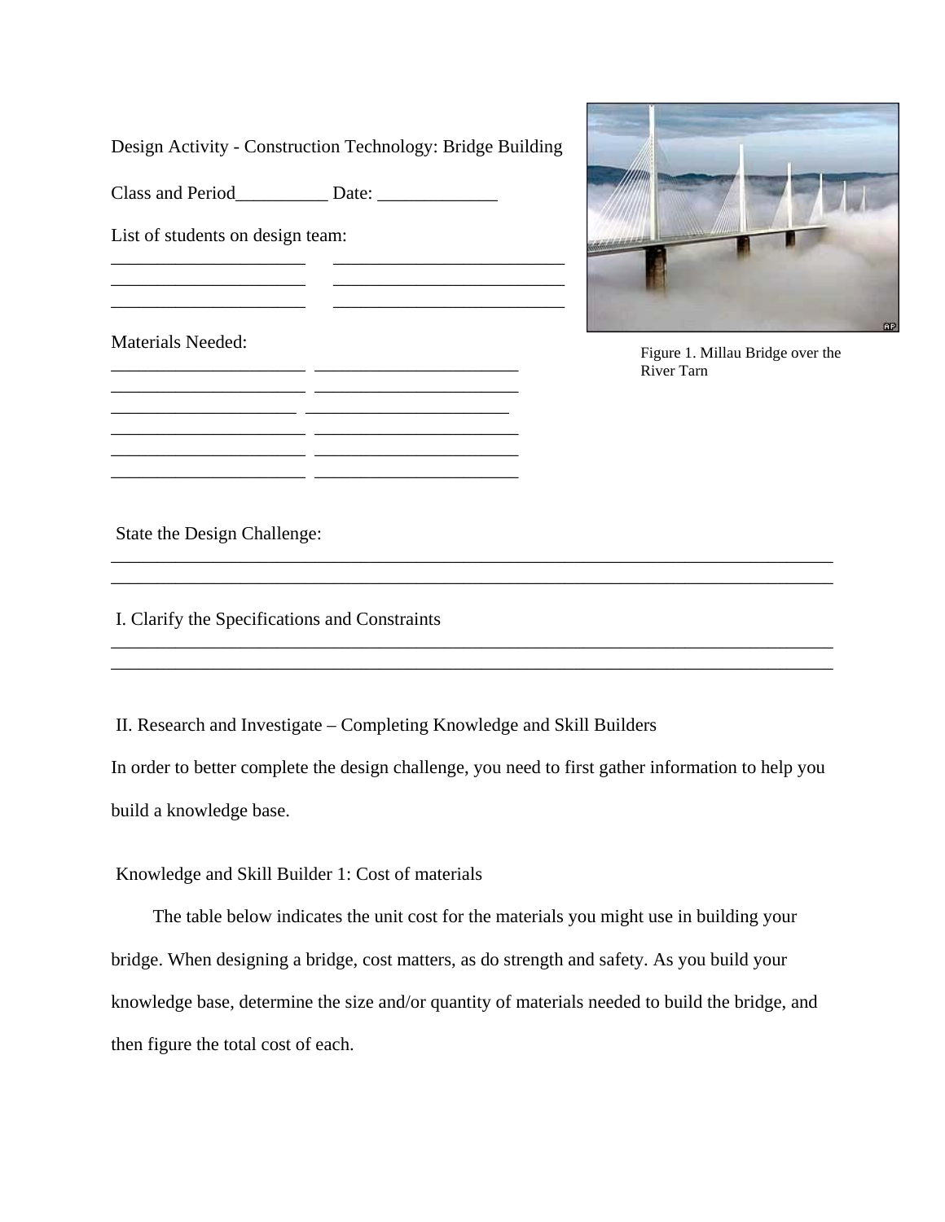Design Activity - Construction Technology: Bridge Building

Class and Period__________ Date: _____________

List of students on design team:

_____________________ _________________________
_____________________ _________________________
_____________________ _________________________

Materials Needed:

_____________________ ______________________
_____________________ ______________________
____________________ ______________________
_____________________ ______________________
_____________________ ______________________
_____________________ ______________________

Figure 1. Millau Bridge over the River Tarn

State the Design Challenge:

_______________________________________________________________________________
_______________________________________________________________________________

I. Clarify the Specifications and Constraints

_______________________________________________________________________________
_______________________________________________________________________________

II. Research and Investigate – Completing Knowledge and Skill Builders

In order to better complete the design challenge, you need to first gather information to help you build a knowledge base.

Knowledge and Skill Builder 1: Cost of materials

The table below indicates the unit cost for the materials you might use in building your bridge. When designing a bridge, cost matters, as do strength and safety. As you build your knowledge base, determine the size and/or quantity of materials needed to build the bridge, and then figure the total cost of each.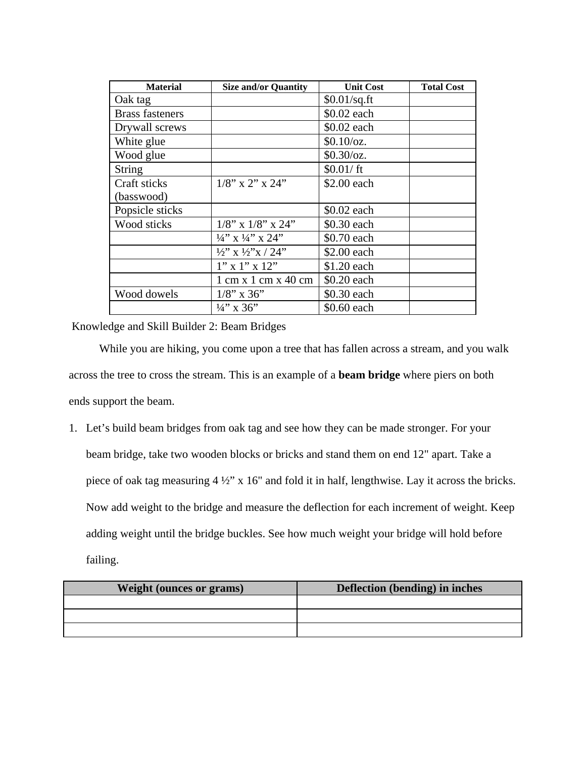| Material | Size and/or Quantity | Unit Cost | Total Cost |
|---|---|---|---|
| Oak tag | | $0.01/sq.ft | |
| Brass fasteners | | $0.02 each | |
| Drywall screws | | $0.02 each | |
| White glue | | $0.10/oz. | |
| Wood glue | | $0.30/oz. | |
| String | | $0.01/ ft | |
| Craft sticks (basswood) | 1/8" x 2" x 24" | $2.00 each | |
| Popsicle sticks | | $0.02 each | |
| Wood sticks | 1/8" x 1/8" x 24" | $0.30 each | |
| | ¼" x ¼" x 24" | $0.70 each | |
| | ½" x ½"x / 24" | $2.00 each | |
| | 1" x 1" x 12" | $1.20 each | |
| | 1 cm x 1 cm x 40 cm | $0.20 each | |
| Wood dowels | 1/8" x 36" | $0.30 each | |
| | ¼" x 36" | $0.60 each | |

Knowledge and Skill Builder 2: Beam Bridges

While you are hiking, you come upon a tree that has fallen across a stream, and you walk across the tree to cross the stream. This is an example of a **beam bridge** where piers on both ends support the beam.

1. Let's build beam bridges from oak tag and see how they can be made stronger. For your beam bridge, take two wooden blocks or bricks and stand them on end 12" apart. Take a piece of oak tag measuring 4 ½" x 16" and fold it in half, lengthwise. Lay it across the bricks. Now add weight to the bridge and measure the deflection for each increment of weight. Keep adding weight until the bridge buckles. See how much weight your bridge will hold before failing.

| Weight (ounces or grams) | Deflection (bending) in inches |
|---|---|
| | |
| | |
| | |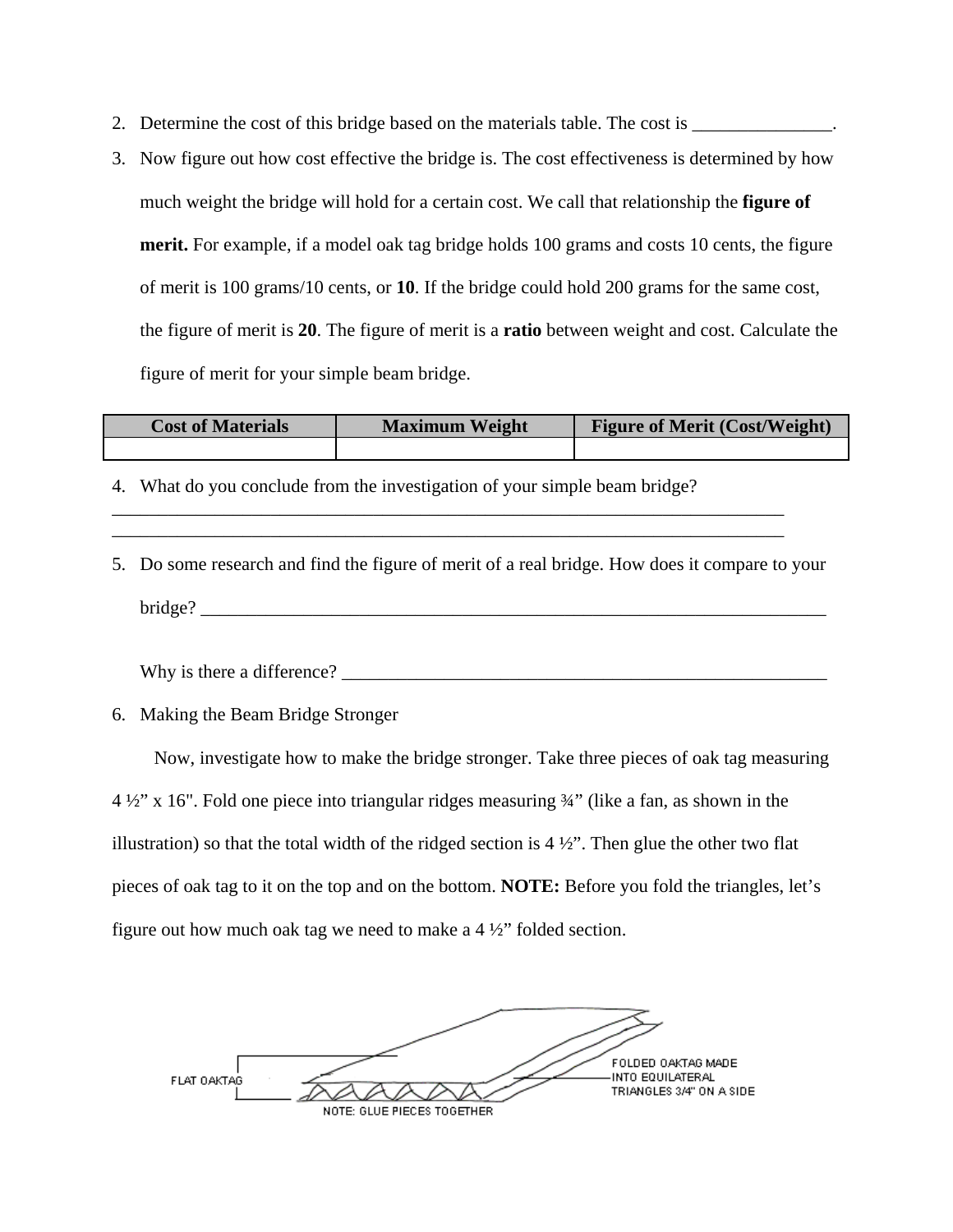2. Determine the cost of this bridge based on the materials table. The cost is _______________.
3. Now figure out how cost effective the bridge is. The cost effectiveness is determined by how much weight the bridge will hold for a certain cost. We call that relationship the **figure of merit.** For example, if a model oak tag bridge holds 100 grams and costs 10 cents, the figure of merit is 100 grams/10 cents, or **10**. If the bridge could hold 200 grams for the same cost, the figure of merit is **20**. The figure of merit is a **ratio** between weight and cost. Calculate the figure of merit for your simple beam bridge.

| Cost of Materials | Maximum Weight | Figure of Merit (Cost/Weight) |
| --- | --- | --- |
| | | |

4. What do you conclude from the investigation of your simple beam bridge?
___________________________________________________________________________
___________________________________________________________________________
5. Do some research and find the figure of merit of a real bridge. How does it compare to your bridge? _____________________________________________________________________

   Why is there a difference? ______________________________________________________
6. Making the Beam Bridge Stronger

Now, investigate how to make the bridge stronger. Take three pieces of oak tag measuring 4 ½" x 16". Fold one piece into triangular ridges measuring ¾" (like a fan, as shown in the illustration) so that the total width of the ridged section is 4 ½". Then glue the other two flat pieces of oak tag to it on the top and on the bottom. **NOTE:** Before you fold the triangles, let's figure out how much oak tag we need to make a 4 ½" folded section.

FLAT OAKTAG

FOLDED OAKTAG MADE INTO EQUILATERAL TRIANGLES 3/4" ON A SIDE

NOTE: GLUE PIECES TOGETHER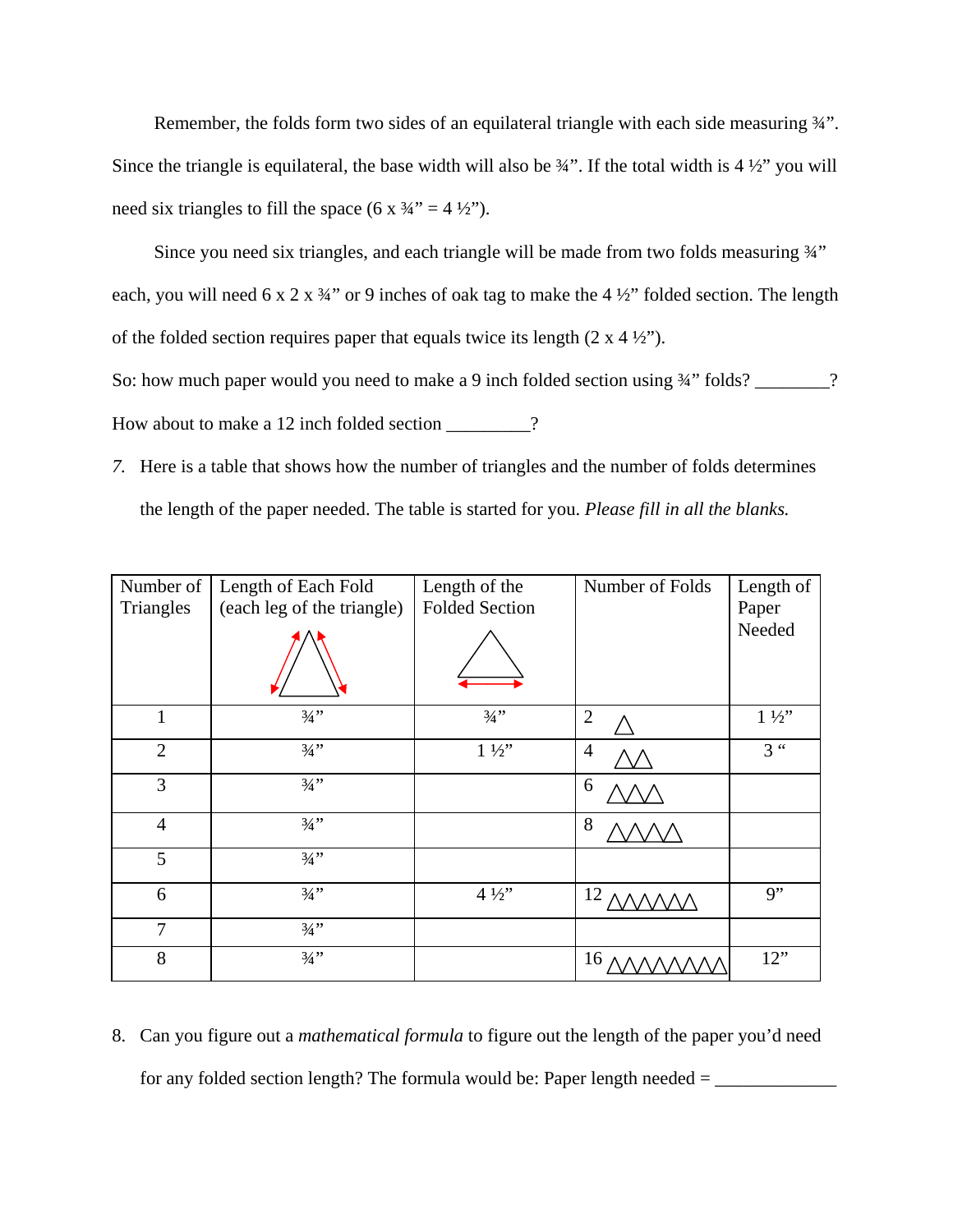Remember, the folds form two sides of an equilateral triangle with each side measuring ¾". Since the triangle is equilateral, the base width will also be ¾". If the total width is 4 ½" you will need six triangles to fill the space (6 x ¾" = 4 ½").

Since you need six triangles, and each triangle will be made from two folds measuring ¾" each, you will need 6 x 2 x ¾" or 9 inches of oak tag to make the 4 ½" folded section. The length of the folded section requires paper that equals twice its length (2 x 4 ½").

So: how much paper would you need to make a 9 inch folded section using ¾" folds? ________?

How about to make a 12 inch folded section _________?

7. Here is a table that shows how the number of triangles and the number of folds determines the length of the paper needed. The table is started for you. *Please fill in all the blanks.*

| Number of Triangles | Length of Each Fold (each leg of the triangle) | Length of the Folded Section | Number of Folds | Length of Paper Needed |
|---|---|---|---|---|
| 1 | ¾" | ¾" | 2 △ | 1 ½" |
| 2 | ¾" | 1 ½" | 4 △△ | 3 " |
| 3 | ¾" | | 6 △△△ | |
| 4 | ¾" | | 8 △△△△ | |
| 5 | ¾" | | | |
| 6 | ¾" | 4 ½" | 12 △△△△△△ | 9" |
| 7 | ¾" | | | |
| 8 | ¾" | | 16 △△△△△△△△ | 12" |

8. Can you figure out a *mathematical formula* to figure out the length of the paper you'd need for any folded section length? The formula would be: Paper length needed = _____________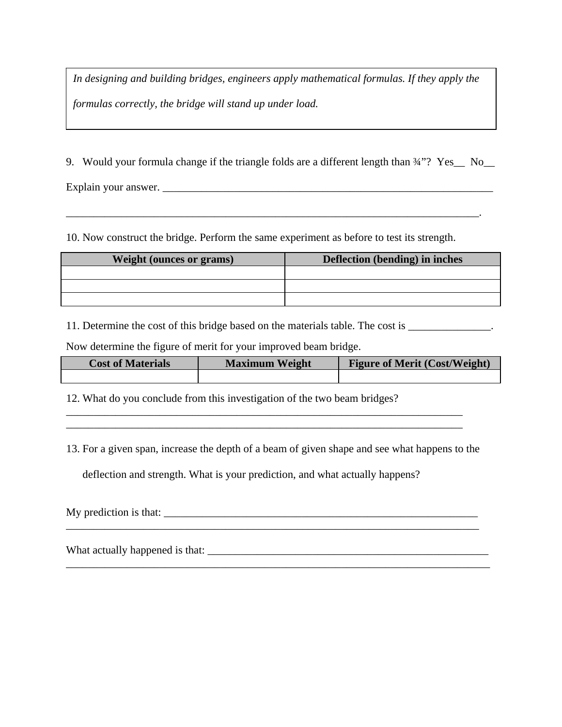> *In designing and building bridges, engineers apply mathematical formulas. If they apply the formulas correctly, the bridge will stand up under load.*

9. Would your formula change if the triangle folds are a different length than ¾”? Yes__ No__

Explain your answer. _________________________________________________________________

_________________________________________________________________________________.

10. Now construct the bridge. Perform the same experiment as before to test its strength.

| Weight (ounces or grams) | Deflection (bending) in inches |
|---|---|
| | |
| | |
| | |

11. Determine the cost of this bridge based on the materials table. The cost is _______________.

Now determine the figure of merit for your improved beam bridge.

| Cost of Materials | Maximum Weight | Figure of Merit (Cost/Weight) |
|---|---|---|
| | | |

12. What do you conclude from this investigation of the two beam bridges?
_______________________________________________________________________________
_______________________________________________________________________________

13. For a given span, increase the depth of a beam of given shape and see what happens to the deflection and strength. What is your prediction, and what actually happens?

My prediction is that: _____________________________________________________________
_________________________________________________________________________________

What actually happened is that: ______________________________________________________
_________________________________________________________________________________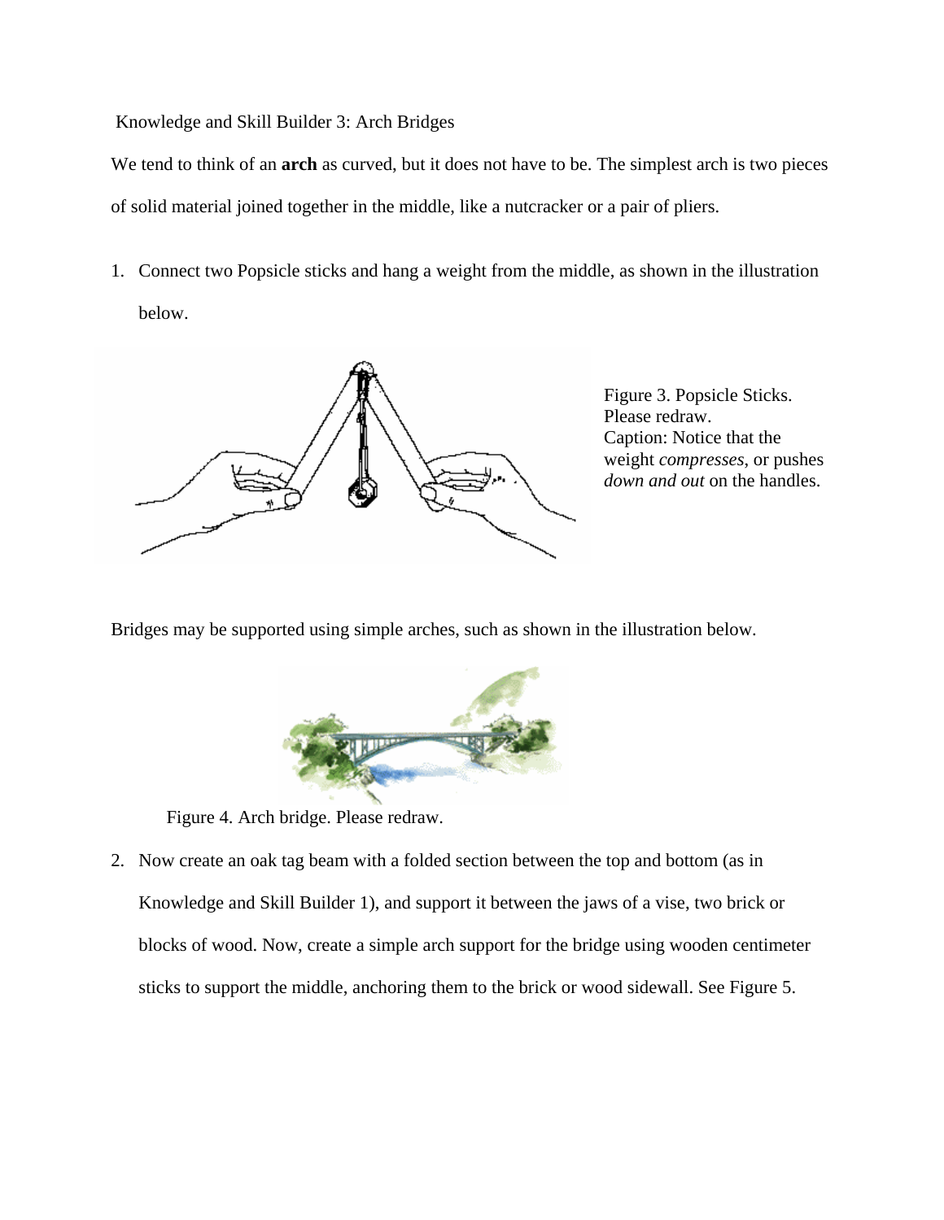Knowledge and Skill Builder 3: Arch Bridges

We tend to think of an **arch** as curved, but it does not have to be. The simplest arch is two pieces of solid material joined together in the middle, like a nutcracker or a pair of pliers.

1. Connect two Popsicle sticks and hang a weight from the middle, as shown in the illustration below.

Figure 3. Popsicle Sticks. Please redraw.
Caption: Notice that the weight *compresses*, or pushes *down and out* on the handles.

Bridges may be supported using simple arches, such as shown in the illustration below.

Figure 4. Arch bridge. Please redraw.

2. Now create an oak tag beam with a folded section between the top and bottom (as in Knowledge and Skill Builder 1), and support it between the jaws of a vise, two brick or blocks of wood. Now, create a simple arch support for the bridge using wooden centimeter sticks to support the middle, anchoring them to the brick or wood sidewall. See Figure 5.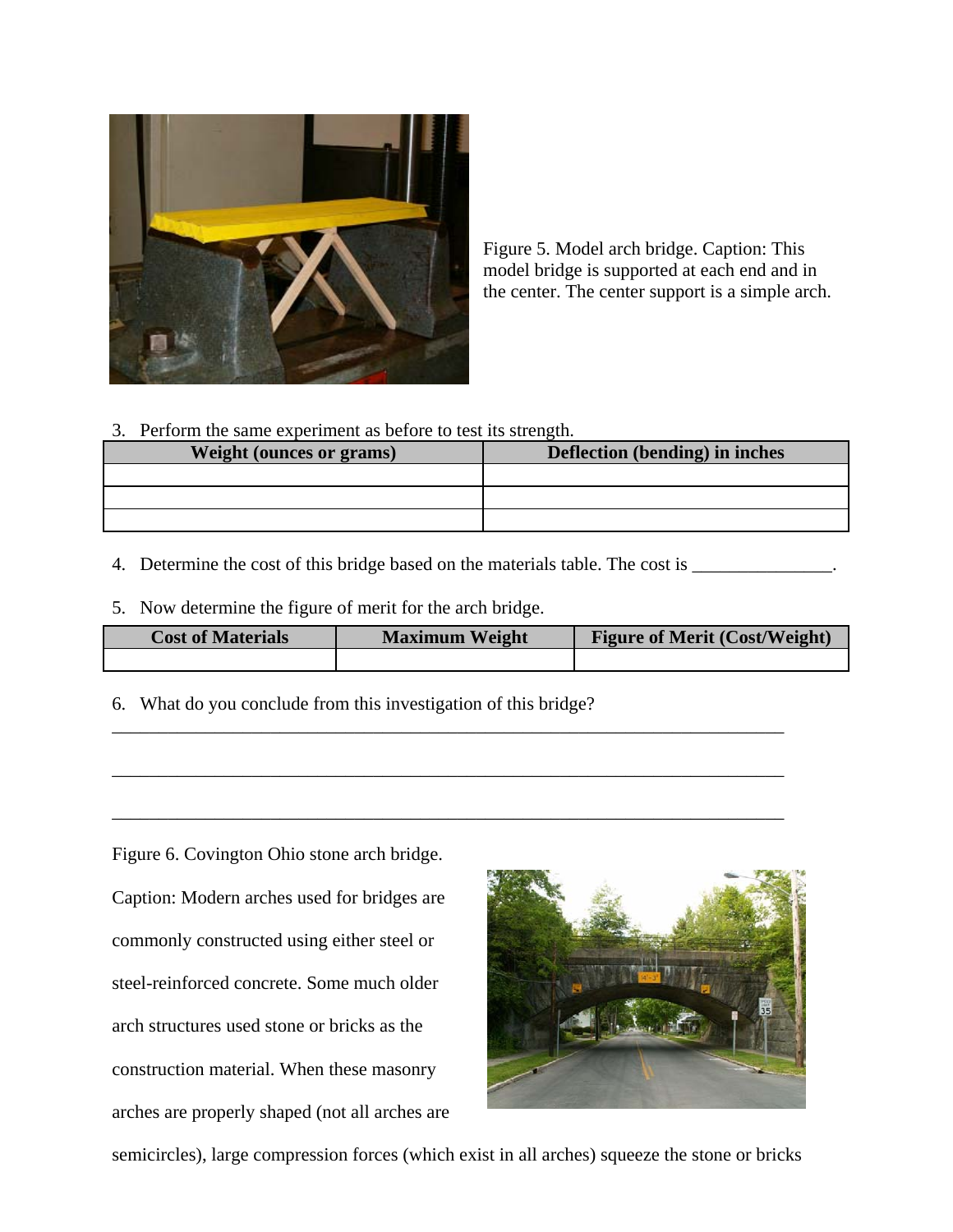Figure 5. Model arch bridge. Caption: This model bridge is supported at each end and in the center. The center support is a simple arch.

3. Perform the same experiment as before to test its strength.

| Weight (ounces or grams) | Deflection (bending) in inches |
|---|---|
| | |
| | |
| | |

4. Determine the cost of this bridge based on the materials table. The cost is _______________.

5. Now determine the figure of merit for the arch bridge.

| Cost of Materials | Maximum Weight | Figure of Merit (Cost/Weight) |
|---|---|---|
| | | |

6. What do you conclude from this investigation of this bridge?

_____________________________________________________________________________

_____________________________________________________________________________

_____________________________________________________________________________

Figure 6. Covington Ohio stone arch bridge.

Caption: Modern arches used for bridges are commonly constructed using either steel or steel-reinforced concrete. Some much older arch structures used stone or bricks as the construction material. When these masonry arches are properly shaped (not all arches are semicircles), large compression forces (which exist in all arches) squeeze the stone or bricks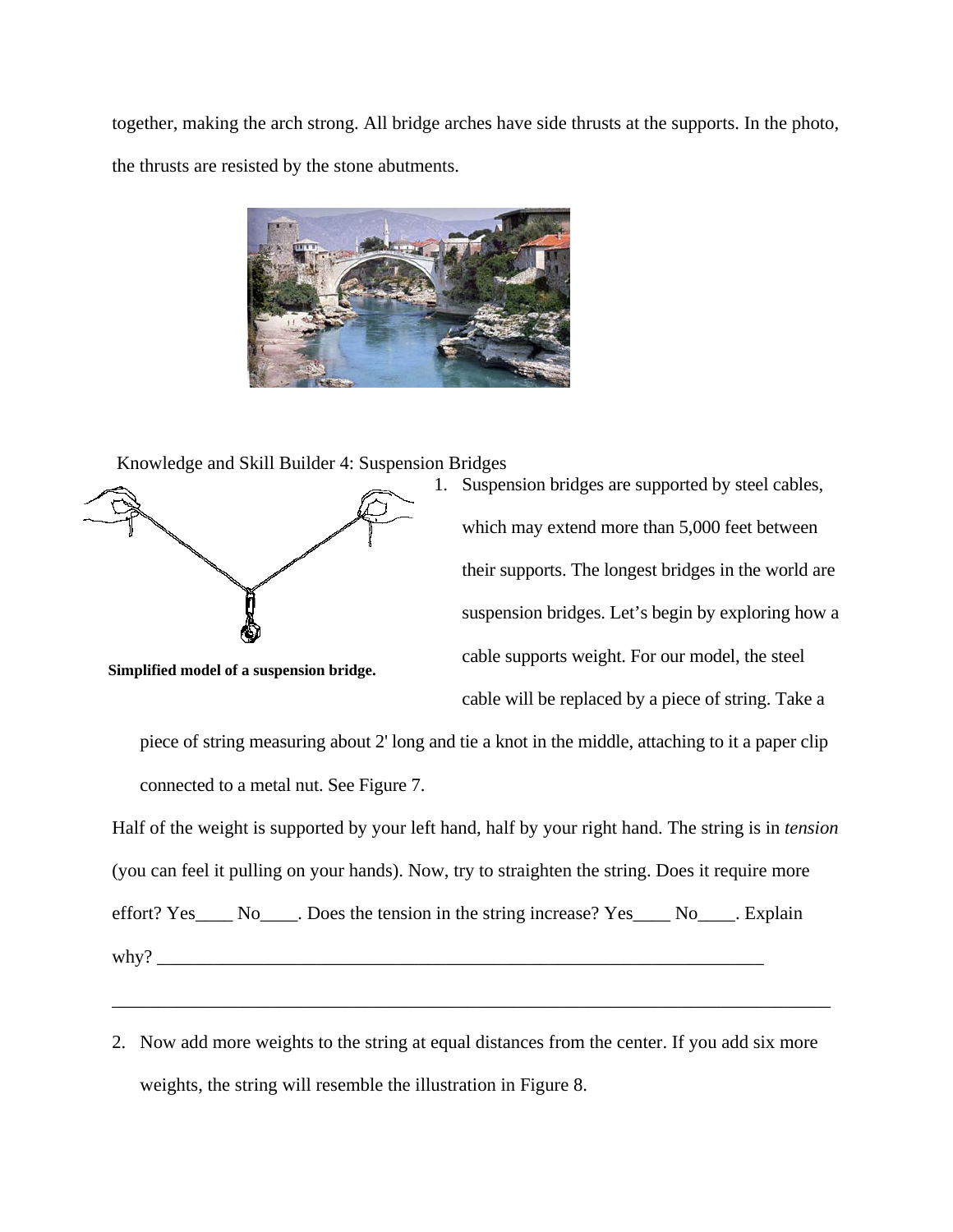together, making the arch strong. All bridge arches have side thrusts at the supports. In the photo, the thrusts are resisted by the stone abutments.

Knowledge and Skill Builder 4: Suspension Bridges

**Simplified model of a suspension bridge.**

1. Suspension bridges are supported by steel cables, which may extend more than 5,000 feet between their supports. The longest bridges in the world are suspension bridges. Let's begin by exploring how a cable supports weight. For our model, the steel cable will be replaced by a piece of string. Take a piece of string measuring about 2' long and tie a knot in the middle, attaching to it a paper clip connected to a metal nut. See Figure 7.

Half of the weight is supported by your left hand, half by your right hand. The string is in *tension* (you can feel it pulling on your hands). Now, try to straighten the string. Does it require more effort? Yes____ No____. Does the tension in the string increase? Yes____ No____. Explain why? ____________________________________________________________________

__________________________________________________________________________________

2. Now add more weights to the string at equal distances from the center. If you add six more weights, the string will resemble the illustration in Figure 8.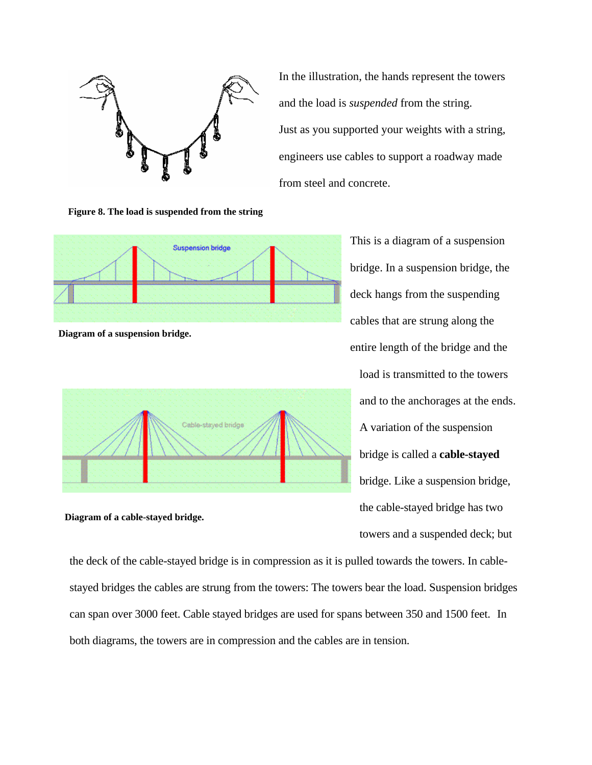In the illustration, the hands represent the towers and the load is *suspended* from the string. Just as you supported your weights with a string, engineers use cables to support a roadway made from steel and concrete.

**Figure 8. The load is suspended from the string**

This is a diagram of a suspension bridge. In a suspension bridge, the deck hangs from the suspending cables that are strung along the entire length of the bridge and the load is transmitted to the towers and to the anchorages at the ends. A variation of the suspension bridge is called a **cable-stayed** bridge. Like a suspension bridge, the cable-stayed bridge has two towers and a suspended deck; but the deck of the cable-stayed bridge is in compression as it is pulled towards the towers. In cable-stayed bridges the cables are strung from the towers: The towers bear the load. Suspension bridges can span over 3000 feet. Cable stayed bridges are used for spans between 350 and 1500 feet. In both diagrams, the towers are in compression and the cables are in tension.

**Diagram of a suspension bridge.**

**Diagram of a cable-stayed bridge.**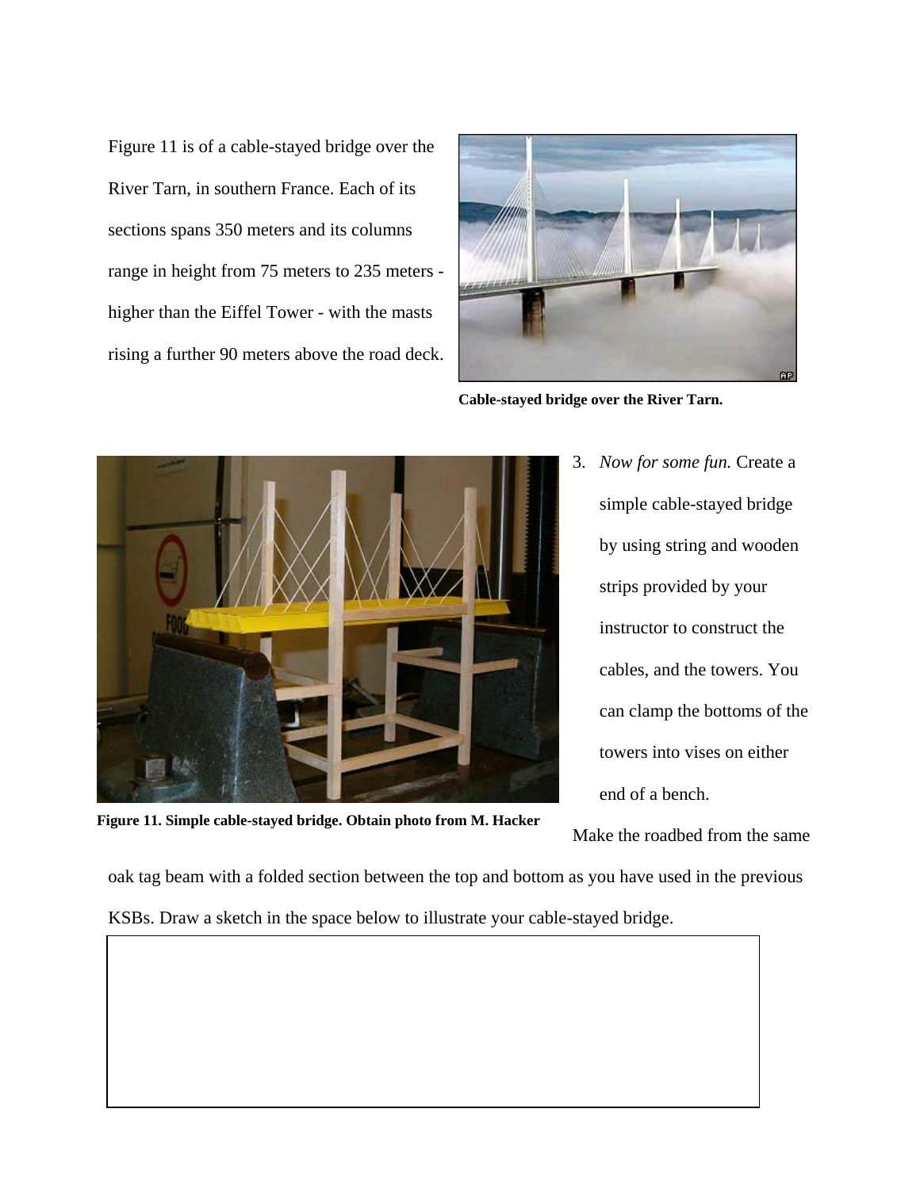Figure 11 is of a cable-stayed bridge over the River Tarn, in southern France. Each of its sections spans 350 meters and its columns range in height from 75 meters to 235 meters - higher than the Eiffel Tower - with the masts rising a further 90 meters above the road deck.

**Cable-stayed bridge over the River Tarn.**

**Figure 11. Simple cable-stayed bridge. Obtain photo from M. Hacker**

3. *Now for some fun.* Create a simple cable-stayed bridge by using string and wooden strips provided by your instructor to construct the cables, and the towers. You can clamp the bottoms of the towers into vises on either end of a bench.

Make the roadbed from the same oak tag beam with a folded section between the top and bottom as you have used in the previous KSBs. Draw a sketch in the space below to illustrate your cable-stayed bridge.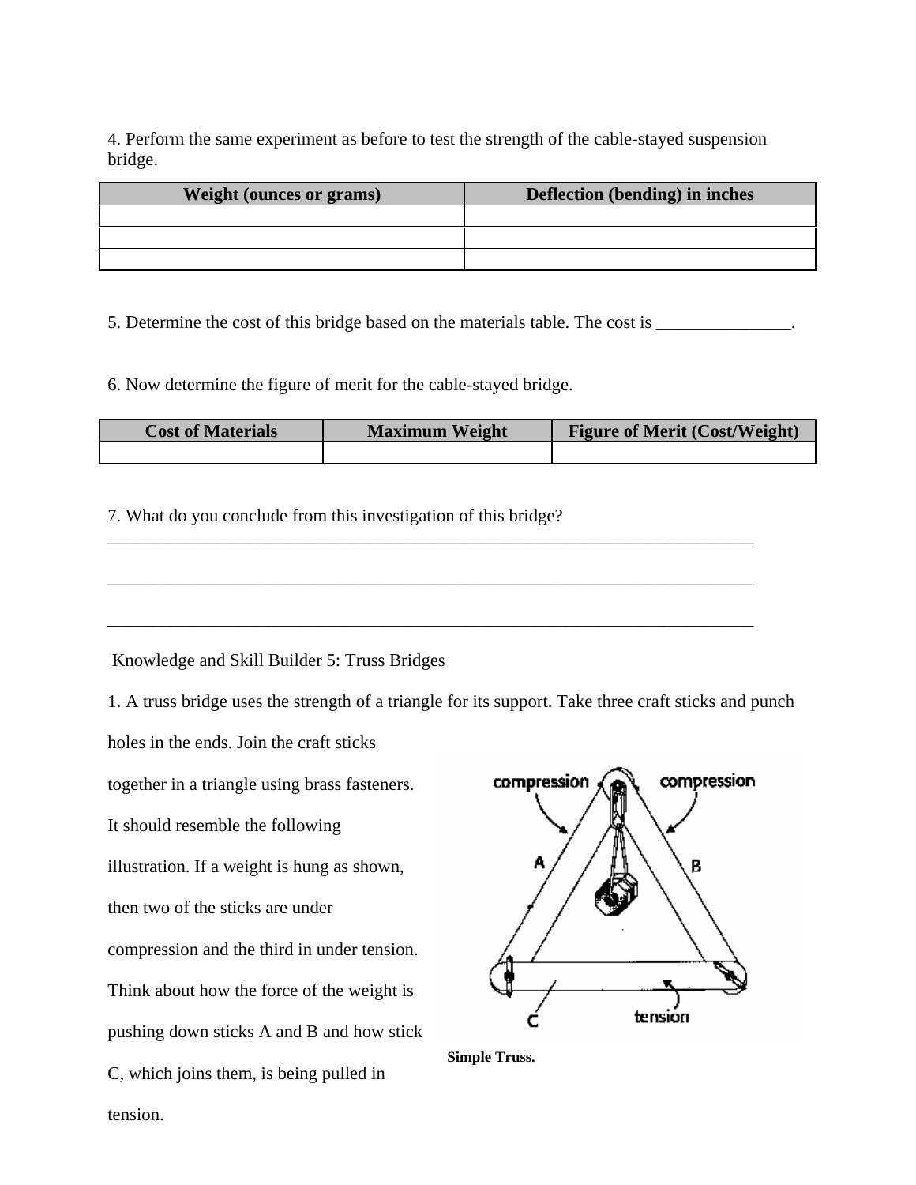4. Perform the same experiment as before to test the strength of the cable-stayed suspension bridge.

| Weight (ounces or grams) | Deflection (bending) in inches |
| --- | --- |
| | |
| | |
| | |

5. Determine the cost of this bridge based on the materials table. The cost is _______________.

6. Now determine the figure of merit for the cable-stayed bridge.

| Cost of Materials | Maximum Weight | Figure of Merit (Cost/Weight) |
| --- | --- | --- |
| | | |

7. What do you conclude from this investigation of this bridge?
___________________________________________________________________________

___________________________________________________________________________

___________________________________________________________________________

Knowledge and Skill Builder 5: Truss Bridges

1. A truss bridge uses the strength of a triangle for its support. Take three craft sticks and punch holes in the ends. Join the craft sticks together in a triangle using brass fasteners. It should resemble the following illustration. If a weight is hung as shown, then two of the sticks are under compression and the third in under tension. Think about how the force of the weight is pushing down sticks A and B and how stick C, which joins them, is being pulled in tension.

**Simple Truss.**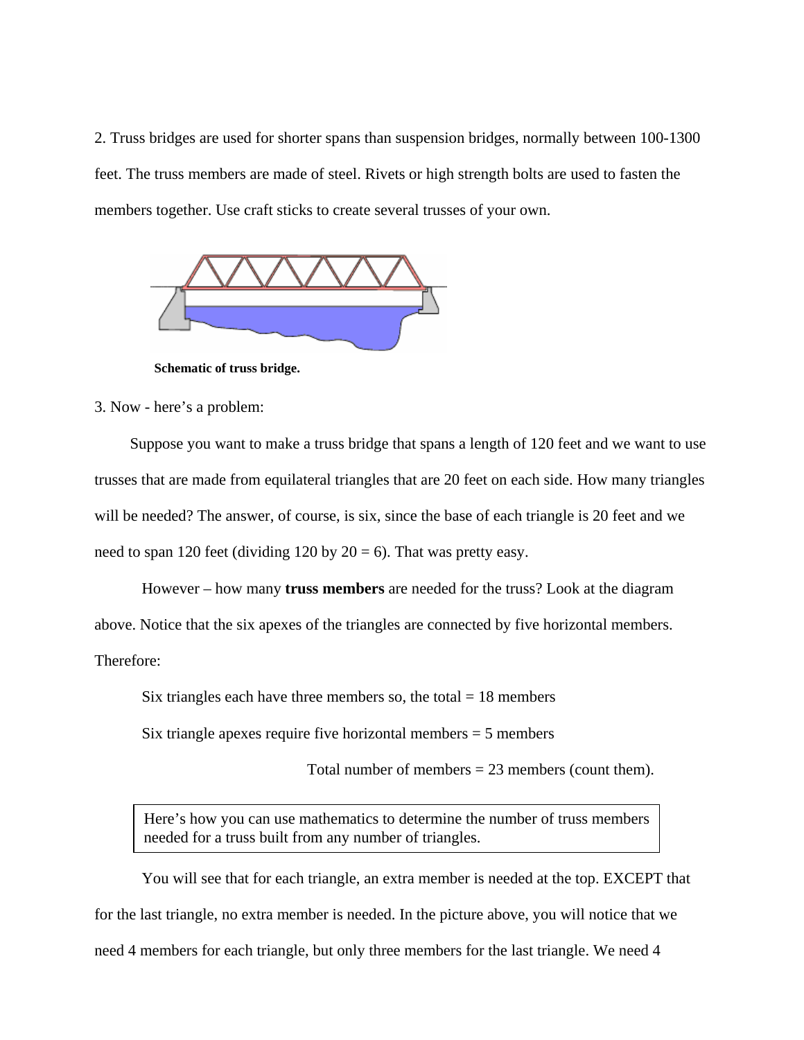2. Truss bridges are used for shorter spans than suspension bridges, normally between 100-1300 feet. The truss members are made of steel. Rivets or high strength bolts are used to fasten the members together. Use craft sticks to create several trusses of your own.

**Schematic of truss bridge.**

3. Now - here's a problem:

Suppose you want to make a truss bridge that spans a length of 120 feet and we want to use trusses that are made from equilateral triangles that are 20 feet on each side. How many triangles will be needed? The answer, of course, is six, since the base of each triangle is 20 feet and we need to span 120 feet (dividing 120 by 20 = 6). That was pretty easy.

However – how many **truss members** are needed for the truss? Look at the diagram above. Notice that the six apexes of the triangles are connected by five horizontal members. Therefore:

Six triangles each have three members so, the total = 18 members

Six triangle apexes require five horizontal members = 5 members

Total number of members = 23 members (count them).

> Here's how you can use mathematics to determine the number of truss members needed for a truss built from any number of triangles.

You will see that for each triangle, an extra member is needed at the top. EXCEPT that for the last triangle, no extra member is needed. In the picture above, you will notice that we need 4 members for each triangle, but only three members for the last triangle. We need 4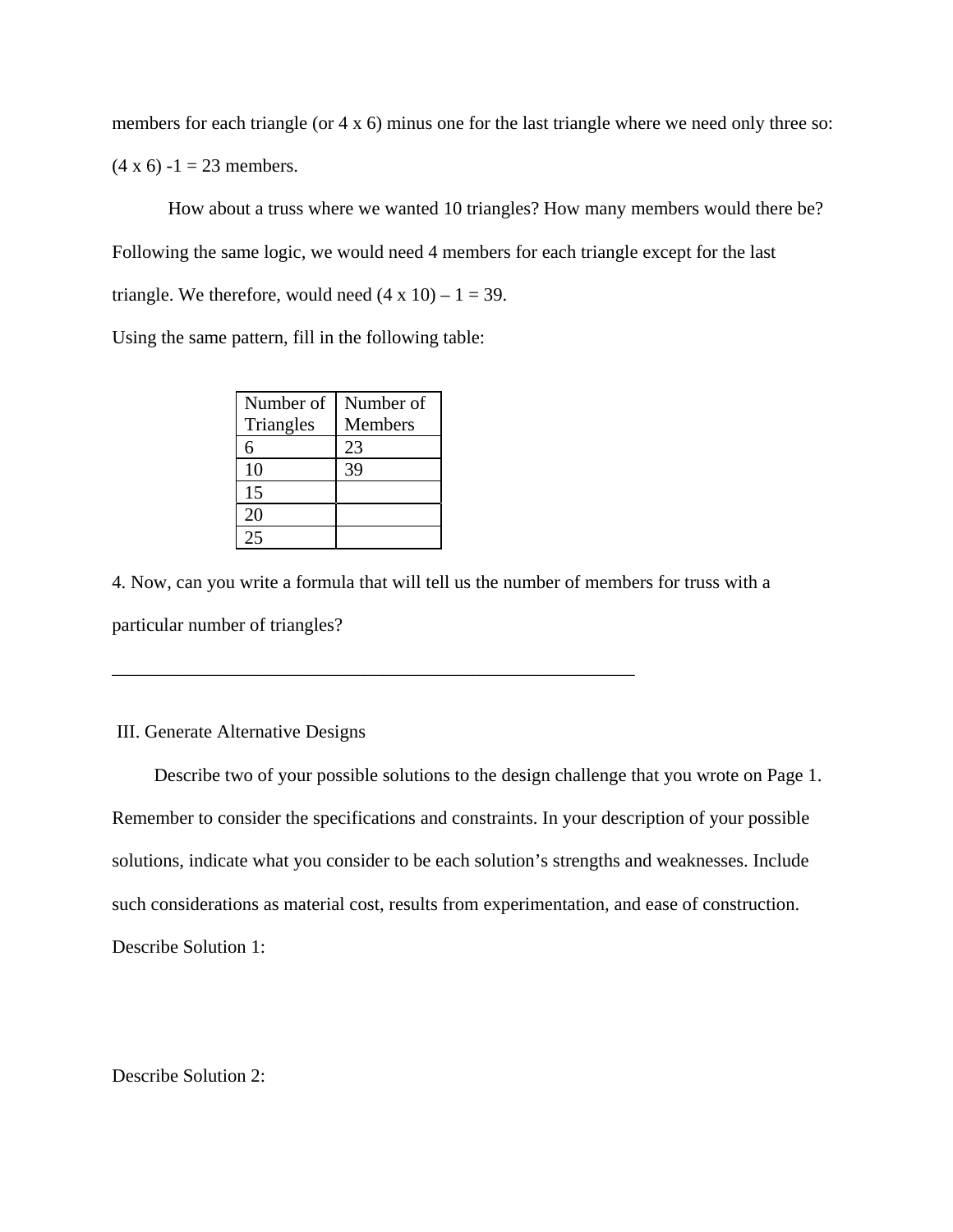members for each triangle (or 4 x 6) minus one for the last triangle where we need only three so: (4 x 6) -1 = 23 members.

How about a truss where we wanted 10 triangles? How many members would there be? Following the same logic, we would need 4 members for each triangle except for the last triangle. We therefore, would need (4 x 10) – 1 = 39.

Using the same pattern, fill in the following table:

| Number of Triangles | Number of Members |
|---|---|
| 6 | 23 |
| 10 | 39 |
| 15 | |
| 20 | |
| 25 | |

4. Now, can you write a formula that will tell us the number of members for truss with a particular number of triangles?

___________________________________________________________

III. Generate Alternative Designs

Describe two of your possible solutions to the design challenge that you wrote on Page 1. Remember to consider the specifications and constraints. In your description of your possible solutions, indicate what you consider to be each solution's strengths and weaknesses. Include such considerations as material cost, results from experimentation, and ease of construction.

Describe Solution 1:

Describe Solution 2: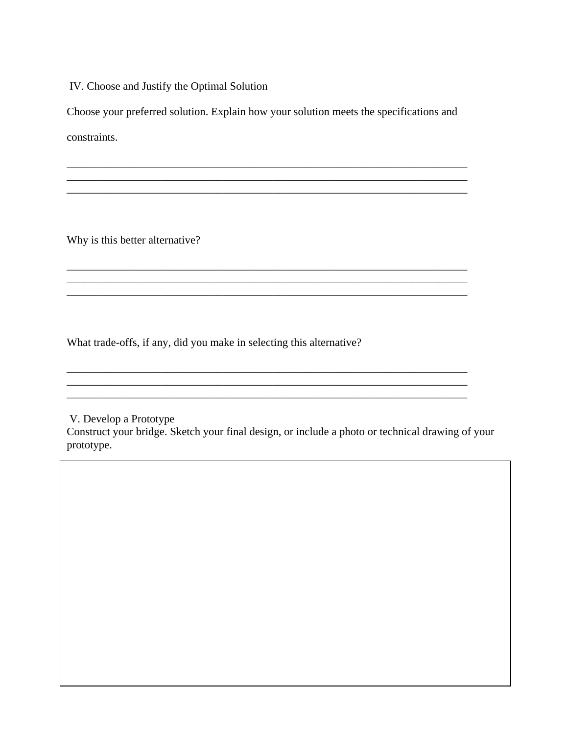## IV. Choose and Justify the Optimal Solution

Choose your preferred solution. Explain how your solution meets the specifications and constraints.

___________________________________________________________________________
___________________________________________________________________________
___________________________________________________________________________

Why is this better alternative?

___________________________________________________________________________
___________________________________________________________________________
___________________________________________________________________________

What trade-offs, if any, did you make in selecting this alternative?

___________________________________________________________________________
___________________________________________________________________________
___________________________________________________________________________

## V. Develop a Prototype

Construct your bridge. Sketch your final design, or include a photo or technical drawing of your prototype.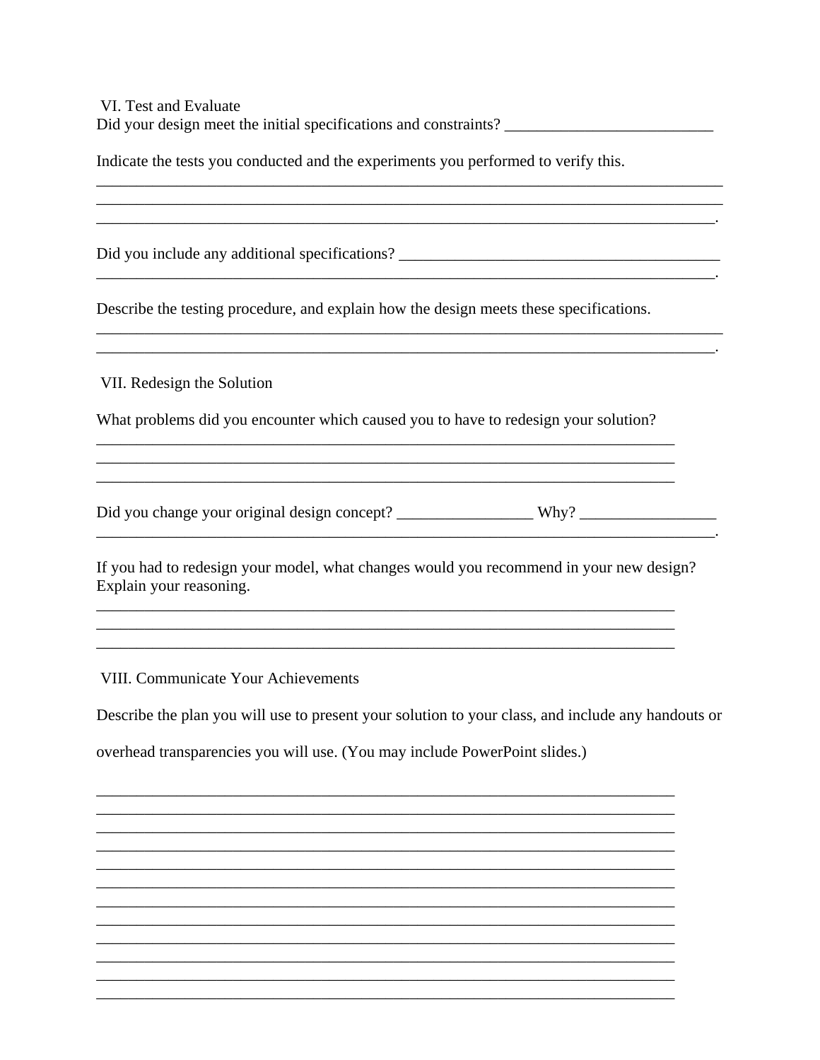## VI. Test and Evaluate

Did your design meet the initial specifications and constraints? __________________________

Indicate the tests you conducted and the experiments you performed to verify this.

________________________________________________________________________________
________________________________________________________________________________
_______________________________________________________________________________.

Did you include any additional specifications? ________________________________________
_______________________________________________________________________________.

Describe the testing procedure, and explain how the design meets these specifications.

________________________________________________________________________________
_______________________________________________________________________________.

## VII. Redesign the Solution

What problems did you encounter which caused you to have to redesign your solution?

__________________________________________________________________________
__________________________________________________________________________
__________________________________________________________________________

Did you change your original design concept? _________________ Why? _________________
_______________________________________________________________________________.

If you had to redesign your model, what changes would you recommend in your new design? Explain your reasoning.

__________________________________________________________________________
__________________________________________________________________________
__________________________________________________________________________

## VIII. Communicate Your Achievements

Describe the plan you will use to present your solution to your class, and include any handouts or overhead transparencies you will use. (You may include PowerPoint slides.)

__________________________________________________________________________
__________________________________________________________________________
__________________________________________________________________________
__________________________________________________________________________
__________________________________________________________________________
__________________________________________________________________________
__________________________________________________________________________
__________________________________________________________________________
__________________________________________________________________________
__________________________________________________________________________
__________________________________________________________________________
__________________________________________________________________________